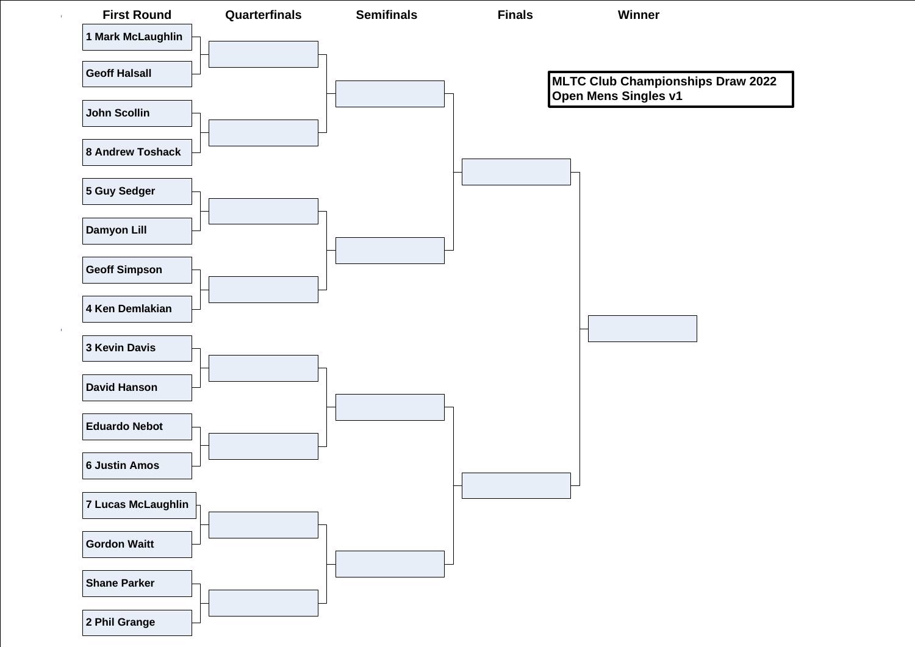# MLTC Club Championships Draw 2022
## Open Mens Singles v1

| First Round | Quarterfinals | Semifinals | Finals | Winner |
| --- | --- | --- | --- | --- |
| 1 Mark McLaughlin | | | | |
| Geoff Halsall | | | | |
| John Scollin | | | | |
| 8 Andrew Toshack | | | | |
| 5 Guy Sedger | | | | |
| Damyon Lill | | | | |
| Geoff Simpson | | | | |
| 4 Ken Demlakian | | | | |
| 3 Kevin Davis | | | | |
| David Hanson | | | | |
| Eduardo Nebot | | | | |
| 6 Justin Amos | | | | |
| 7 Lucas McLaughlin | | | | |
| Gordon Waitt | | | | |
| Shane Parker | | | | |
| 2 Phil Grange | | | | |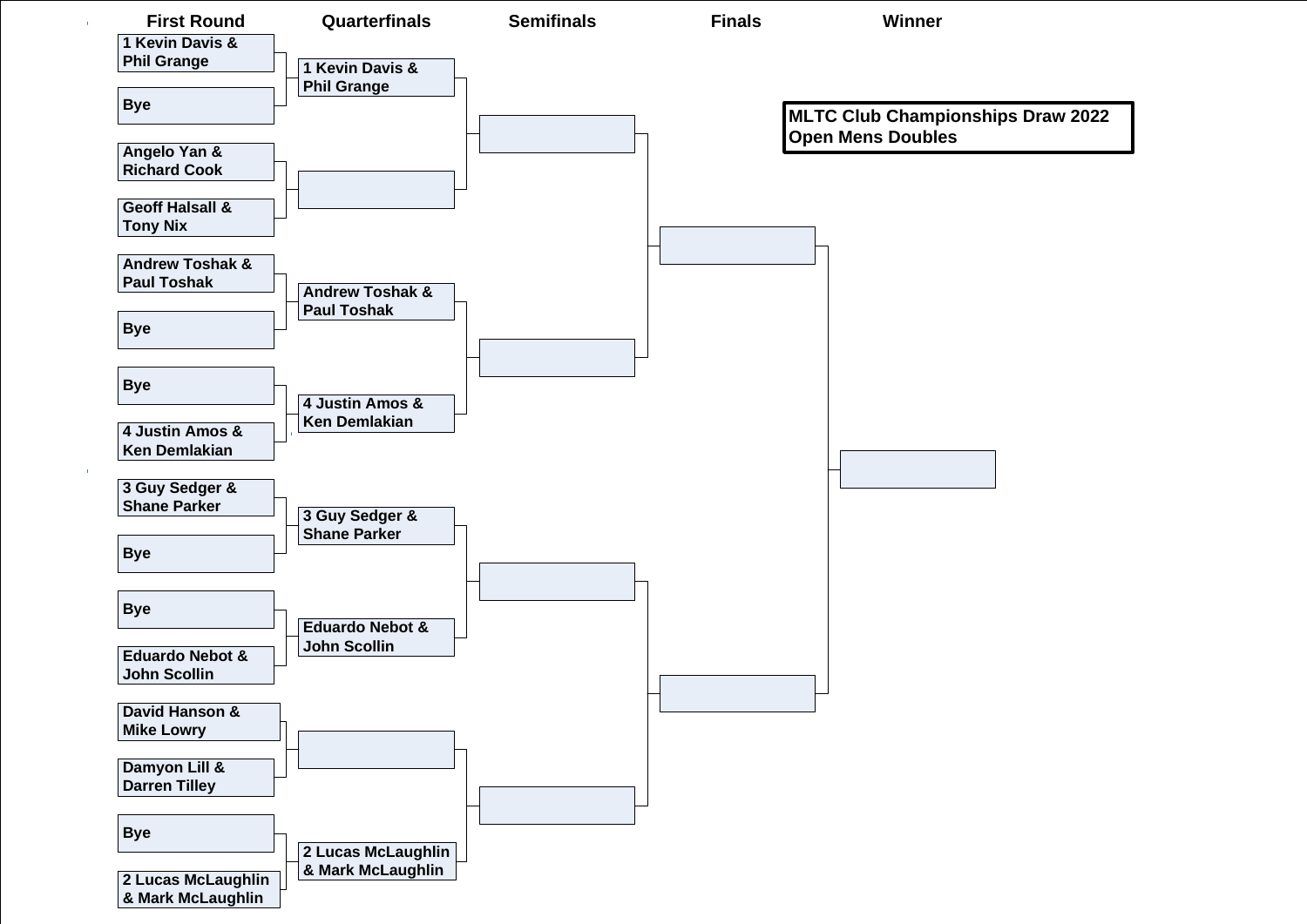**MLTC Club Championships Draw 2022**
**Open Mens Doubles**

| First Round | Quarterfinals | Semifinals | Finals | Winner |
| --- | --- | --- | --- | --- |
| 1 Kevin Davis & Phil Grange | 1 Kevin Davis & Phil Grange | | | |
| Bye | | | | |
| Angelo Yan & Richard Cook | | | | |
| Geoff Halsall & Tony Nix | | | | |
| Andrew Toshak & Paul Toshak | Andrew Toshak & Paul Toshak | | | |
| Bye | | | | |
| Bye | 4 Justin Amos & Ken Demlakian | | | |
| 4 Justin Amos & Ken Demlakian | | | | |
| 3 Guy Sedger & Shane Parker | 3 Guy Sedger & Shane Parker | | | |
| Bye | | | | |
| Bye | Eduardo Nebot & John Scollin | | | |
| Eduardo Nebot & John Scollin | | | | |
| David Hanson & Mike Lowry | | | | |
| Damyon Lill & Darren Tilley | | | | |
| Bye | 2 Lucas McLaughlin & Mark McLaughlin | | | |
| 2 Lucas McLaughlin & Mark McLaughlin | | | | |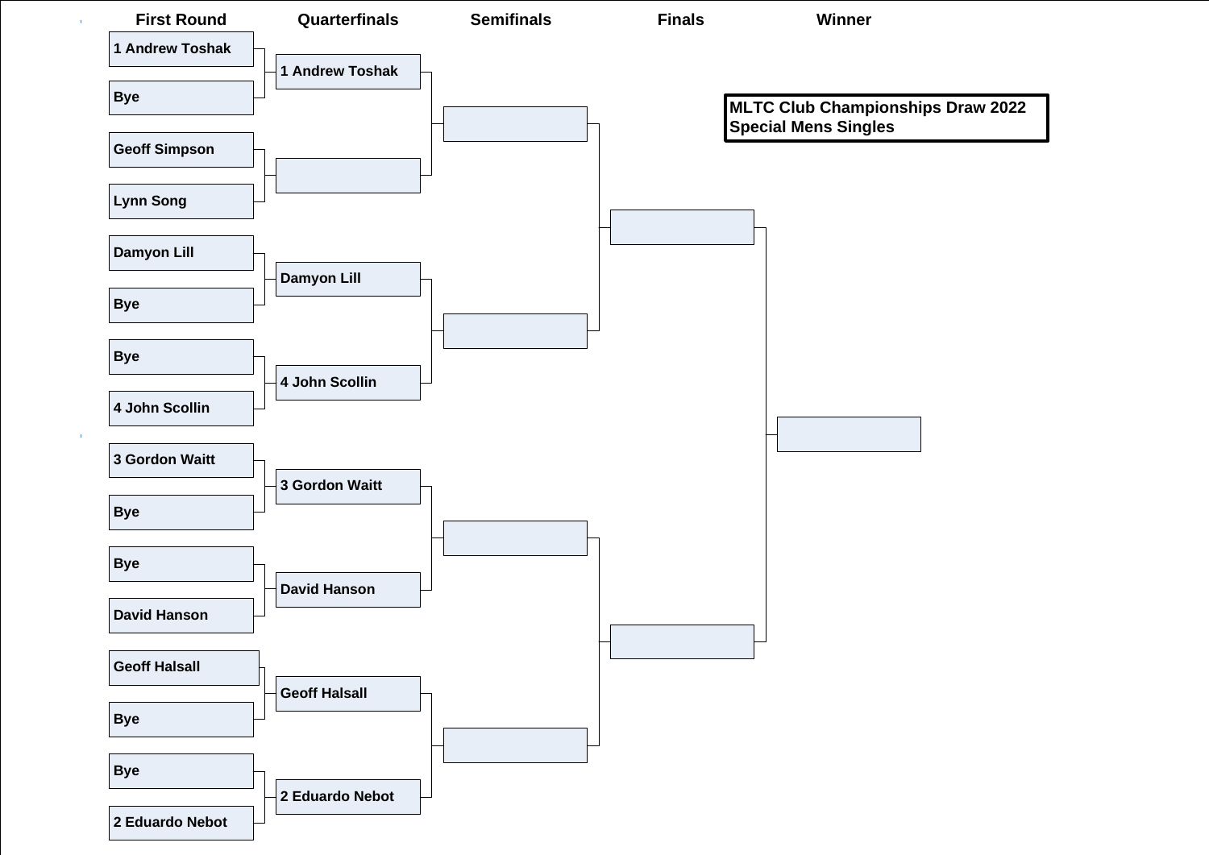**MLTC Club Championships Draw 2022**
**Special Mens Singles**

| First Round | Quarterfinals | Semifinals | Finals | Winner |
| --- | --- | --- | --- | --- |
| 1 Andrew Toshak | 1 Andrew Toshak | | | |
| Bye | | | | |
| Geoff Simpson | | | | |
| Lynn Song | | | | |
| Damyon Lill | Damyon Lill | | | |
| Bye | | | | |
| Bye | 4 John Scollin | | | |
| 4 John Scollin | | | | |
| 3 Gordon Waitt | 3 Gordon Waitt | | | |
| Bye | | | | |
| Bye | David Hanson | | | |
| David Hanson | | | | |
| Geoff Halsall | Geoff Halsall | | | |
| Bye | | | | |
| Bye | 2 Eduardo Nebot | | | |
| 2 Eduardo Nebot | | | | |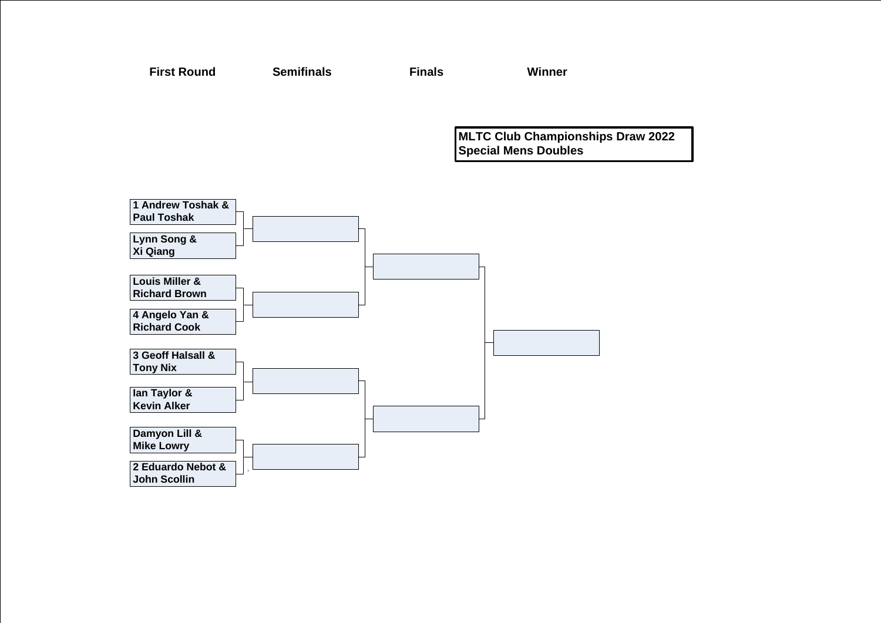# MLTC Club Championships Draw 2022
## Special Mens Doubles

| First Round | Semifinals | Finals | Winner |
| --- | --- | --- | --- |
| 1 Andrew Toshak & Paul Toshak | | | |
| Lynn Song & Xi Qiang | | | |
| Louis Miller & Richard Brown | | | |
| 4 Angelo Yan & Richard Cook | | | |
| 3 Geoff Halsall & Tony Nix | | | |
| Ian Taylor & Kevin Alker | | | |
| Damyon Lill & Mike Lowry | | | |
| 2 Eduardo Nebot & John Scollin | | | |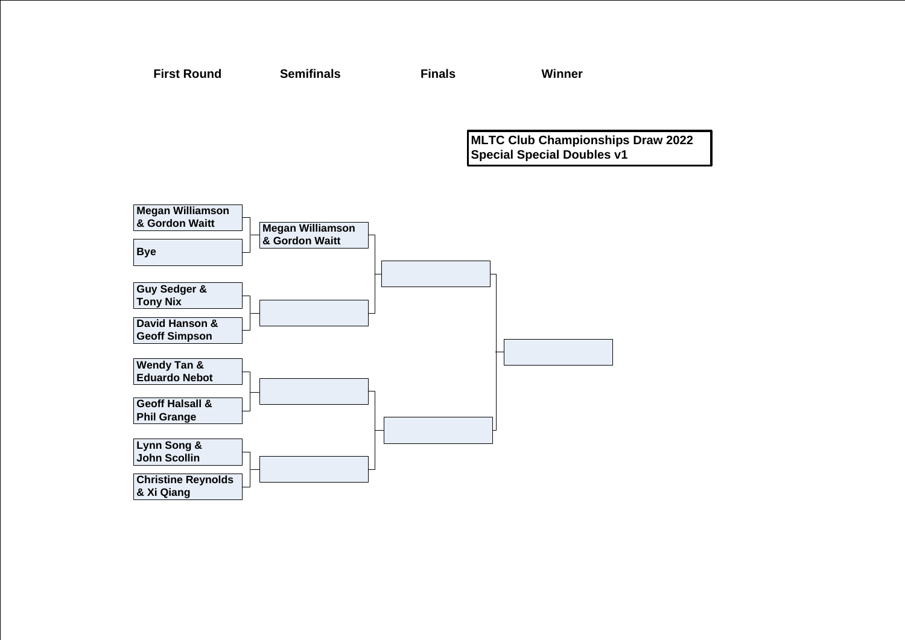**MLTC Club Championships Draw 2022**
**Special Special Doubles v1**

| First Round | Semifinals | Finals | Winner |
|---|---|---|---|
| Megan Williamson & Gordon Waitt | Megan Williamson & Gordon Waitt | | |
| Bye | | | |
| Guy Sedger & Tony Nix | | | |
| David Hanson & Geoff Simpson | | | |
| Wendy Tan & Eduardo Nebot | | | |
| Geoff Halsall & Phil Grange | | | |
| Lynn Song & John Scollin | | | |
| Christine Reynolds & Xi Qiang | | | |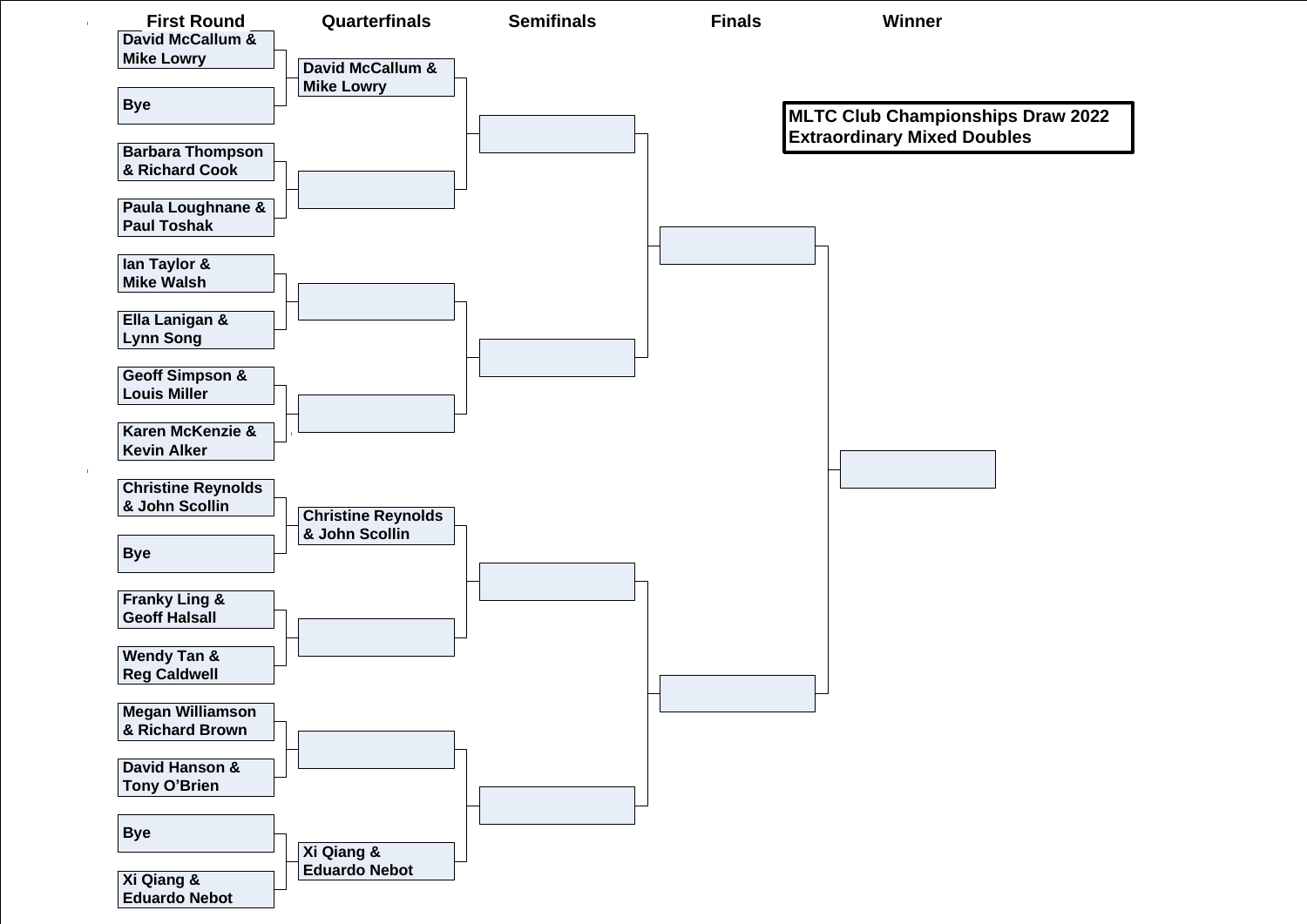## MLTC Club Championships Draw 2022
## Extraordinary Mixed Doubles

| First Round | Quarterfinals | Semifinals | Finals | Winner |
|---|---|---|---|---|
| David McCallum & Mike Lowry | David McCallum & Mike Lowry | | | |
| Bye | | | | |
| Barbara Thompson & Richard Cook | | | | |
| Paula Loughnane & Paul Toshak | | | | |
| Ian Taylor & Mike Walsh | | | | |
| Ella Lanigan & Lynn Song | | | | |
| Geoff Simpson & Louis Miller | | | | |
| Karen McKenzie & Kevin Alker | | | | |
| Christine Reynolds & John Scollin | Christine Reynolds & John Scollin | | | |
| Bye | | | | |
| Franky Ling & Geoff Halsall | | | | |
| Wendy Tan & Reg Caldwell | | | | |
| Megan Williamson & Richard Brown | | | | |
| David Hanson & Tony O'Brien | | | | |
| Bye | Xi Qiang & Eduardo Nebot | | | |
| Xi Qiang & Eduardo Nebot | | | | |